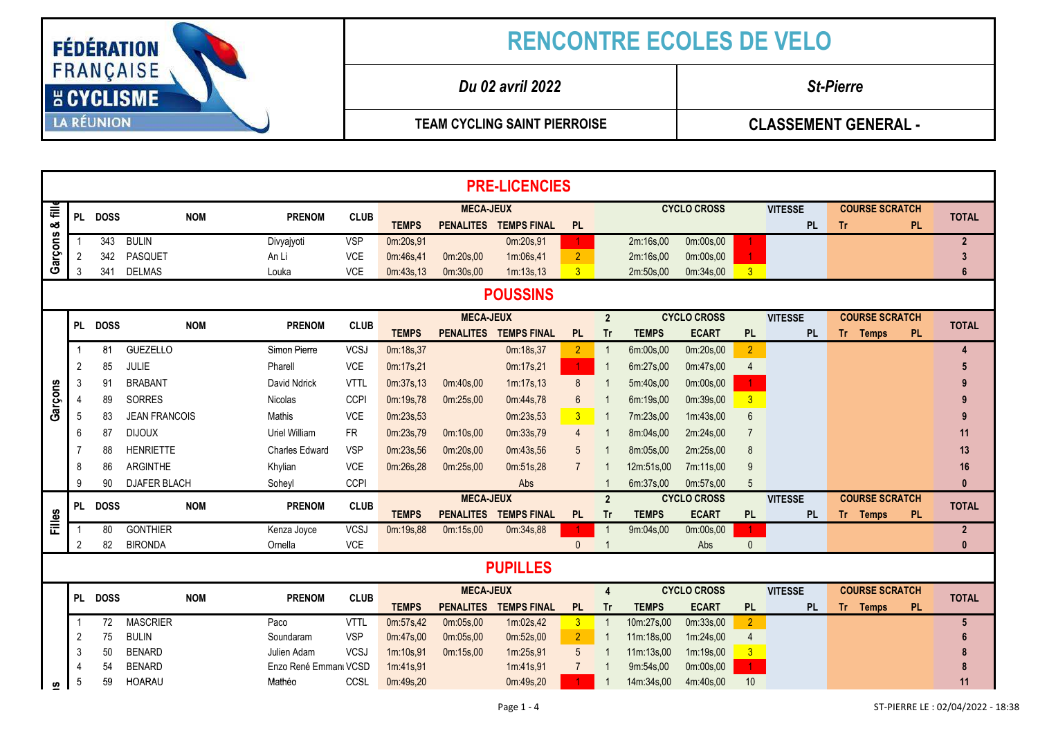# RENCONTRE ECOLES DE VELO

FÉDÉRATION FRANÇAISE DE CYCLISME – LA RÉUNION

| *Du 02 avril 2022* | *St-Pierre* |
|---|---|
| **TEAM CYCLING SAINT PIERROISE** | **CLASSEMENT GENERAL -** |

## PRE-LICENCIES

**Garçons & filles**

| PL | DOSS | NOM | PRENOM | CLUB | MECA-JEUX TEMPS | PENALITES | TEMPS FINAL | PL | CYCLO CROSS | | PL | VITESSE PL | COURSE SCRATCH Tr | PL | TOTAL |
|---|---|---|---|---|---|---|---|---|---|---|---|---|---|---|---|
| 1 | 343 | BULIN | Divyajyoti | VSP | 0m:20s,91 | | 0m:20s,91 | 1 | 2m:16s,00 | 0m:00s,00 | 1 | | | | 2 |
| 2 | 342 | PASQUET | An Li | VCE | 0m:46s,41 | 0m:20s,00 | 1m:06s,41 | 2 | 2m:16s,00 | 0m:00s,00 | 1 | | | | 3 |
| 3 | 341 | DELMAS | Louka | VCE | 0m:43s,13 | 0m:30s,00 | 1m:13s,13 | 3 | 2m:50s,00 | 0m:34s,00 | 3 | | | | 6 |

## POUSSINS

**Garçons**

| PL | DOSS | NOM | PRENOM | CLUB | MECA-JEUX TEMPS | PENALITES | TEMPS FINAL | PL | CYCLO CROSS Tr (2) | TEMPS | ECART | PL | VITESSE PL | COURSE SCRATCH Tr | Temps | PL | TOTAL |
|---|---|---|---|---|---|---|---|---|---|---|---|---|---|---|---|---|---|
| 1 | 81 | GUEZELLO | Simon Pierre | VCSJ | 0m:18s,37 | | 0m:18s,37 | 2 | 1 | 6m:00s,00 | 0m:20s,00 | 2 | | | | | 4 |
| 2 | 85 | JULIE | Pharell | VCE | 0m:17s,21 | | 0m:17s,21 | 1 | 1 | 6m:27s,00 | 0m:47s,00 | 4 | | | | | 5 |
| 3 | 91 | BRABANT | David Ndrick | VTTL | 0m:37s,13 | 0m:40s,00 | 1m:17s,13 | 8 | 1 | 5m:40s,00 | 0m:00s,00 | 1 | | | | | 9 |
| 4 | 89 | SORRES | Nicolas | CCPI | 0m:19s,78 | 0m:25s,00 | 0m:44s,78 | 6 | 1 | 6m:19s,00 | 0m:39s,00 | 3 | | | | | 9 |
| 5 | 83 | JEAN FRANCOIS | Mathis | VCE | 0m:23s,53 | | 0m:23s,53 | 3 | 1 | 7m:23s,00 | 1m:43s,00 | 6 | | | | | 9 |
| 6 | 87 | DIJOUX | Uriel William | FR | 0m:23s,79 | 0m:10s,00 | 0m:33s,79 | 4 | 1 | 8m:04s,00 | 2m:24s,00 | 7 | | | | | 11 |
| 7 | 88 | HENRIETTE | Charles Edward | VSP | 0m:23s,56 | 0m:20s,00 | 0m:43s,56 | 5 | 1 | 8m:05s,00 | 2m:25s,00 | 8 | | | | | 13 |
| 8 | 86 | ARGINTHE | Khylian | VCE | 0m:26s,28 | 0m:25s,00 | 0m:51s,28 | 7 | 1 | 12m:51s,00 | 7m:11s,00 | 9 | | | | | 16 |
| 9 | 90 | DJAFER BLACH | Soheyl | CCPI | | | Abs | | 1 | 6m:37s,00 | 0m:57s,00 | 5 | | | | | 0 |

**Filles**

| PL | DOSS | NOM | PRENOM | CLUB | MECA-JEUX TEMPS | PENALITES | TEMPS FINAL | PL | CYCLO CROSS Tr (2) | TEMPS | ECART | PL | VITESSE PL | COURSE SCRATCH Tr | Temps | PL | TOTAL |
|---|---|---|---|---|---|---|---|---|---|---|---|---|---|---|---|---|---|
| 1 | 80 | GONTHIER | Kenza Joyce | VCSJ | 0m:19s,88 | 0m:15s,00 | 0m:34s,88 | 1 | 1 | 9m:04s,00 | 0m:00s,00 | 1 | | | | | 2 |
| 2 | 82 | BIRONDA | Ornella | VCE | | | | 0 | 1 | | Abs | 0 | | | | | 0 |

## PUPILLES

| PL | DOSS | NOM | PRENOM | CLUB | MECA-JEUX TEMPS | PENALITES | TEMPS FINAL | PL | CYCLO CROSS Tr (4) | TEMPS | ECART | PL | VITESSE PL | COURSE SCRATCH Tr | Temps | PL | TOTAL |
|---|---|---|---|---|---|---|---|---|---|---|---|---|---|---|---|---|---|
| 1 | 72 | MASCRIER | Paco | VTTL | 0m:57s,42 | 0m:05s,00 | 1m:02s,42 | 3 | 1 | 10m:27s,00 | 0m:33s,00 | 2 | | | | | 5 |
| 2 | 75 | BULIN | Soundaram | VSP | 0m:47s,00 | 0m:05s,00 | 0m:52s,00 | 2 | 1 | 11m:18s,00 | 1m:24s,00 | 4 | | | | | 6 |
| 3 | 50 | BENARD | Julien Adam | VCSJ | 1m:10s,91 | 0m:15s,00 | 1m:25s,91 | 5 | 1 | 11m:13s,00 | 1m:19s,00 | 3 | | | | | 8 |
| 4 | 54 | BENARD | Enzo René Emmanı | VCSD | 1m:41s,91 | | 1m:41s,91 | 7 | 1 | 9m:54s,00 | 0m:00s,00 | 1 | | | | | 8 |
| 5 | 59 | HOARAU | Mathéo | CCSL | 0m:49s,20 | | 0m:49s,20 | 1 | 1 | 14m:34s,00 | 4m:40s,00 | 10 | | | | | 11 |

ST-PIERRE LE : 02/04/2022 - 18:38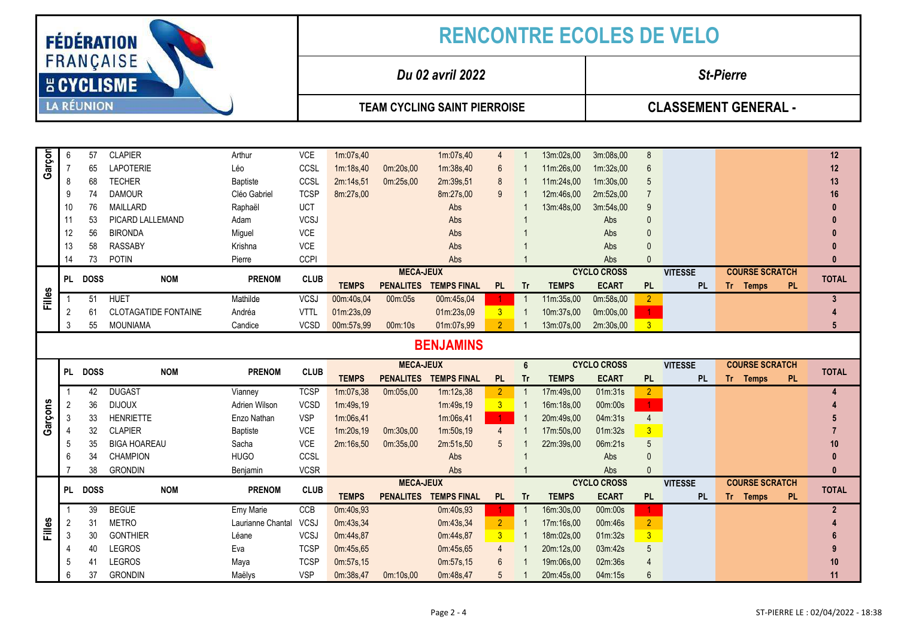# RENCONTRE ECOLES DE VELO

| FÉDÉRATION FRANÇAISE DE CYCLISME – LA RÉUNION | *Du 02 avril 2022* | *St-Pierre* |
|---|---|---|
| | **TEAM CYCLING SAINT PIERROISE** | **CLASSEMENT GENERAL -** |

| | PL | DOSS | NOM | PRENOM | CLUB | MECA-JEUX TEMPS | PENALITES | TEMPS FINAL | PL | Tr | CYCLO CROSS TEMPS | ECART | PL | VITESSE PL | COURSE SCRATCH Tr | Temps | PL | TOTAL |
|---|---|---|---|---|---|---|---|---|---|---|---|---|---|---|---|---|---|---|
| Garçon | 6 | 57 | CLAPIER | Arthur | VCE | 1m:07s,40 | | 1m:07s,40 | 4 | 1 | 13m:02s,00 | 3m:08s,00 | 8 | | | | | 12 |
| | 7 | 65 | LAPOTERIE | Léo | CCSL | 1m:18s,40 | 0m:20s,00 | 1m:38s,40 | 6 | 1 | 11m:26s,00 | 1m:32s,00 | 6 | | | | | 12 |
| | 8 | 68 | TECHER | Baptiste | CCSL | 2m:14s,51 | 0m:25s,00 | 2m:39s,51 | 8 | 1 | 11m:24s,00 | 1m:30s,00 | 5 | | | | | 13 |
| | 9 | 74 | DAMOUR | Cléo Gabriel | TCSP | 8m:27s,00 | | 8m:27s,00 | 9 | 1 | 12m:46s,00 | 2m:52s,00 | 7 | | | | | 16 |
| | 10 | 76 | MAILLARD | Raphaël | UCT | | | Abs | | 1 | 13m:48s,00 | 3m:54s,00 | 9 | | | | | 0 |
| | 11 | 53 | PICARD LALLEMAND | Adam | VCSJ | | | Abs | | 1 | | Abs | 0 | | | | | 0 |
| | 12 | 56 | BIRONDA | Miguel | VCE | | | Abs | | 1 | | Abs | 0 | | | | | 0 |
| | 13 | 58 | RASSABY | Krishna | VCE | | | Abs | | 1 | | Abs | 0 | | | | | 0 |
| | 14 | 73 | POTIN | Pierre | CCPI | | | Abs | | 1 | | Abs | 0 | | | | | 0 |

| | PL | DOSS | NOM | PRENOM | CLUB | MECA-JEUX TEMPS | PENALITES | TEMPS FINAL | PL | Tr | CYCLO CROSS TEMPS | ECART | PL | VITESSE PL | COURSE SCRATCH Tr | Temps | PL | TOTAL |
|---|---|---|---|---|---|---|---|---|---|---|---|---|---|---|---|---|---|---|
| Filles | 1 | 51 | HUET | Mathilde | VCSJ | 00m:40s,04 | 00m:05s | 00m:45s,04 | 1 | 1 | 11m:35s,00 | 0m:58s,00 | 2 | | | | | 3 |
| | 2 | 61 | CLOTAGATIDE FONTAINE | Andréa | VTTL | 01m:23s,09 | | 01m:23s,09 | 3 | 1 | 10m:37s,00 | 0m:00s,00 | 1 | | | | | 4 |
| | 3 | 55 | MOUNIAMA | Candice | VCSD | 00m:57s,99 | 00m:10s | 01m:07s,99 | 2 | 1 | 13m:07s,00 | 2m:30s,00 | 3 | | | | | 5 |

## BENJAMINS

| | PL | DOSS | NOM | PRENOM | CLUB | MECA-JEUX TEMPS | PENALITES | TEMPS FINAL | PL | Tr | CYCLO CROSS TEMPS | ECART | PL | VITESSE PL | COURSE SCRATCH Tr | Temps | PL | TOTAL |
|---|---|---|---|---|---|---|---|---|---|---|---|---|---|---|---|---|---|---|
| | | | | | | | | | | 6 | | | | | | | | |
| Garçons | 1 | 42 | DUGAST | Vianney | TCSP | 1m:07s,38 | 0m:05s,00 | 1m:12s,38 | 2 | 1 | 17m:49s,00 | 01m:31s | 2 | | | | | 4 |
| | 2 | 36 | DIJOUX | Adrien Wilson | VCSD | 1m:49s,19 | | 1m:49s,19 | 3 | 1 | 16m:18s,00 | 00m:00s | 1 | | | | | 4 |
| | 3 | 33 | HENRIETTE | Enzo Nathan | VSP | 1m:06s,41 | | 1m:06s,41 | 1 | 1 | 20m:49s,00 | 04m:31s | 4 | | | | | 5 |
| | 4 | 32 | CLAPIER | Baptiste | VCE | 1m:20s,19 | 0m:30s,00 | 1m:50s,19 | 4 | 1 | 17m:50s,00 | 01m:32s | 3 | | | | | 7 |
| | 5 | 35 | BIGA HOAREAU | Sacha | VCE | 2m:16s,50 | 0m:35s,00 | 2m:51s,50 | 5 | 1 | 22m:39s,00 | 06m:21s | 5 | | | | | 10 |
| | 6 | 34 | CHAMPION | HUGO | CCSL | | | Abs | | 1 | | Abs | 0 | | | | | 0 |
| | 7 | 38 | GRONDIN | Benjamin | VCSR | | | Abs | | 1 | | Abs | 0 | | | | | 0 |

| | PL | DOSS | NOM | PRENOM | CLUB | MECA-JEUX TEMPS | PENALITES | TEMPS FINAL | PL | Tr | CYCLO CROSS TEMPS | ECART | PL | VITESSE PL | COURSE SCRATCH Tr | Temps | PL | TOTAL |
|---|---|---|---|---|---|---|---|---|---|---|---|---|---|---|---|---|---|---|
| Filles | 1 | 39 | BEGUE | Emy Marie | CCB | 0m:40s,93 | | 0m:40s,93 | 1 | 1 | 16m:30s,00 | 00m:00s | 1 | | | | | 2 |
| | 2 | 31 | METRO | Laurianne Chantal | VCSJ | 0m:43s,34 | | 0m:43s,34 | 2 | 1 | 17m:16s,00 | 00m:46s | 2 | | | | | 4 |
| | 3 | 30 | GONTHIER | Léane | VCSJ | 0m:44s,87 | | 0m:44s,87 | 3 | 1 | 18m:02s,00 | 01m:32s | 3 | | | | | 6 |
| | 4 | 40 | LEGROS | Eva | TCSP | 0m:45s,65 | | 0m:45s,65 | 4 | 1 | 20m:12s,00 | 03m:42s | 5 | | | | | 9 |
| | 5 | 41 | LEGROS | Maya | TCSP | 0m:57s,15 | | 0m:57s,15 | 6 | 1 | 19m:06s,00 | 02m:36s | 4 | | | | | 10 |
| | 6 | 37 | GRONDIN | Maëlys | VSP | 0m:38s,47 | 0m:10s,00 | 0m:48s,47 | 5 | 1 | 20m:45s,00 | 04m:15s | 6 | | | | | 11 |

ST-PIERRE LE : 02/04/2022 - 18:38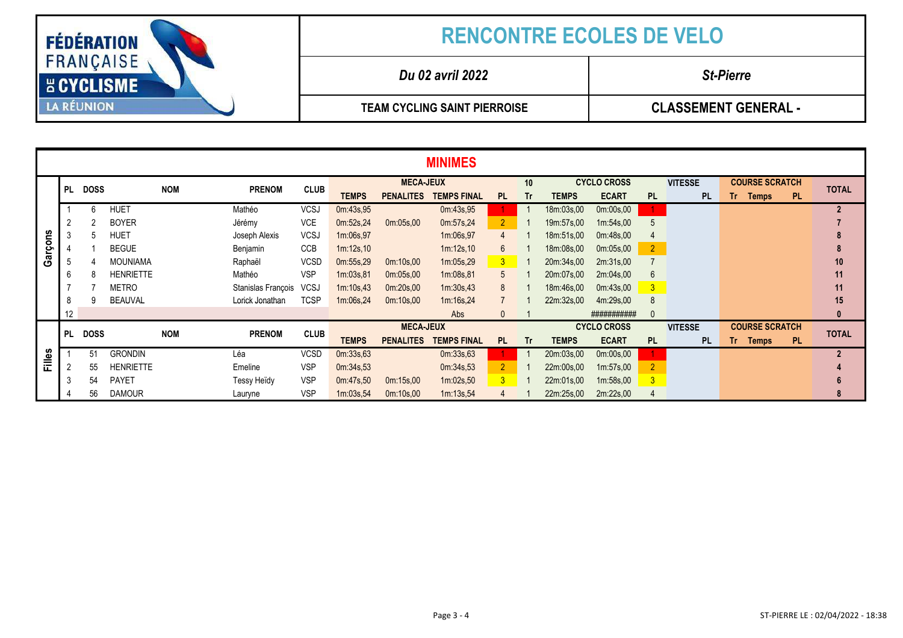# RENCONTRE ECOLES DE VELO

| *Du 02 avril 2022* | *St-Pierre* |
|---|---|
| **TEAM CYCLING SAINT PIERROISE** | **CLASSEMENT GENERAL -** |

## MINIMES

| | PL | DOSS | NOM | PRENOM | CLUB | MECA-JEUX | | | | 10 | CYCLO CROSS | | | VITESSE | COURSE SCRATCH | | | TOTAL |
|---|---|---|---|---|---|---|---|---|---|---|---|---|---|---|---|---|---|---|
| | | | | | | TEMPS | PENALITES | TEMPS FINAL | PL | Tr | TEMPS | ECART | PL | PL | Tr | Temps | PL | |
| Garçons | 1 | 6 | HUET | Mathéo | VCSJ | 0m:43s,95 | | 0m:43s,95 | 1 | 1 | 18m:03s,00 | 0m:00s,00 | 1 | | | | | 2 |
| | 2 | 2 | BOYER | Jérémy | VCE | 0m:52s,24 | 0m:05s,00 | 0m:57s,24 | 2 | 1 | 19m:57s,00 | 1m:54s,00 | 5 | | | | | 7 |
| | 3 | 5 | HUET | Joseph Alexis | VCSJ | 1m:06s,97 | | 1m:06s,97 | 4 | 1 | 18m:51s,00 | 0m:48s,00 | 4 | | | | | 8 |
| | 4 | 1 | BEGUE | Benjamin | CCB | 1m:12s,10 | | 1m:12s,10 | 6 | 1 | 18m:08s,00 | 0m:05s,00 | 2 | | | | | 8 |
| | 5 | 4 | MOUNIAMA | Raphaël | VCSD | 0m:55s,29 | 0m:10s,00 | 1m:05s,29 | 3 | 1 | 20m:34s,00 | 2m:31s,00 | 7 | | | | | 10 |
| | 6 | 8 | HENRIETTE | Mathéo | VSP | 1m:03s,81 | 0m:05s,00 | 1m:08s,81 | 5 | 1 | 20m:07s,00 | 2m:04s,00 | 6 | | | | | 11 |
| | 7 | 7 | METRO | Stanislas François | VCSJ | 1m:10s,43 | 0m:20s,00 | 1m:30s,43 | 8 | 1 | 18m:46s,00 | 0m:43s,00 | 3 | | | | | 11 |
| | 8 | 9 | BEAUVAL | Lorick Jonathan | TCSP | 1m:06s,24 | 0m:10s,00 | 1m:16s,24 | 7 | 1 | 22m:32s,00 | 4m:29s,00 | 8 | | | | | 15 |
| | 12 | | | | | | | Abs | 0 | 1 | | ########### | 0 | | | | | 0 |
| | **PL** | **DOSS** | **NOM** | **PRENOM** | **CLUB** | **MECA-JEUX** | | | | | **CYCLO CROSS** | | | **VITESSE** | **COURSE SCRATCH** | | | **TOTAL** |
| | | | | | | **TEMPS** | **PENALITES** | **TEMPS FINAL** | **PL** | **Tr** | **TEMPS** | **ECART** | **PL** | **PL** | **Tr** | **Temps** | **PL** | |
| Filles | 1 | 51 | GRONDIN | Léa | VCSD | 0m:33s,63 | | 0m:33s,63 | 1 | 1 | 20m:03s,00 | 0m:00s,00 | 1 | | | | | 2 |
| | 2 | 55 | HENRIETTE | Emeline | VSP | 0m:34s,53 | | 0m:34s,53 | 2 | 1 | 22m:00s,00 | 1m:57s,00 | 2 | | | | | 4 |
| | 3 | 54 | PAYET | Tessy Heïdy | VSP | 0m:47s,50 | 0m:15s,00 | 1m:02s,50 | 3 | 1 | 22m:01s,00 | 1m:58s,00 | 3 | | | | | 6 |
| | 4 | 56 | DAMOUR | Lauryne | VSP | 1m:03s,54 | 0m:10s,00 | 1m:13s,54 | 4 | 1 | 22m:25s,00 | 2m:22s,00 | 4 | | | | | 8 |

ST-PIERRE LE : 02/04/2022 - 18:38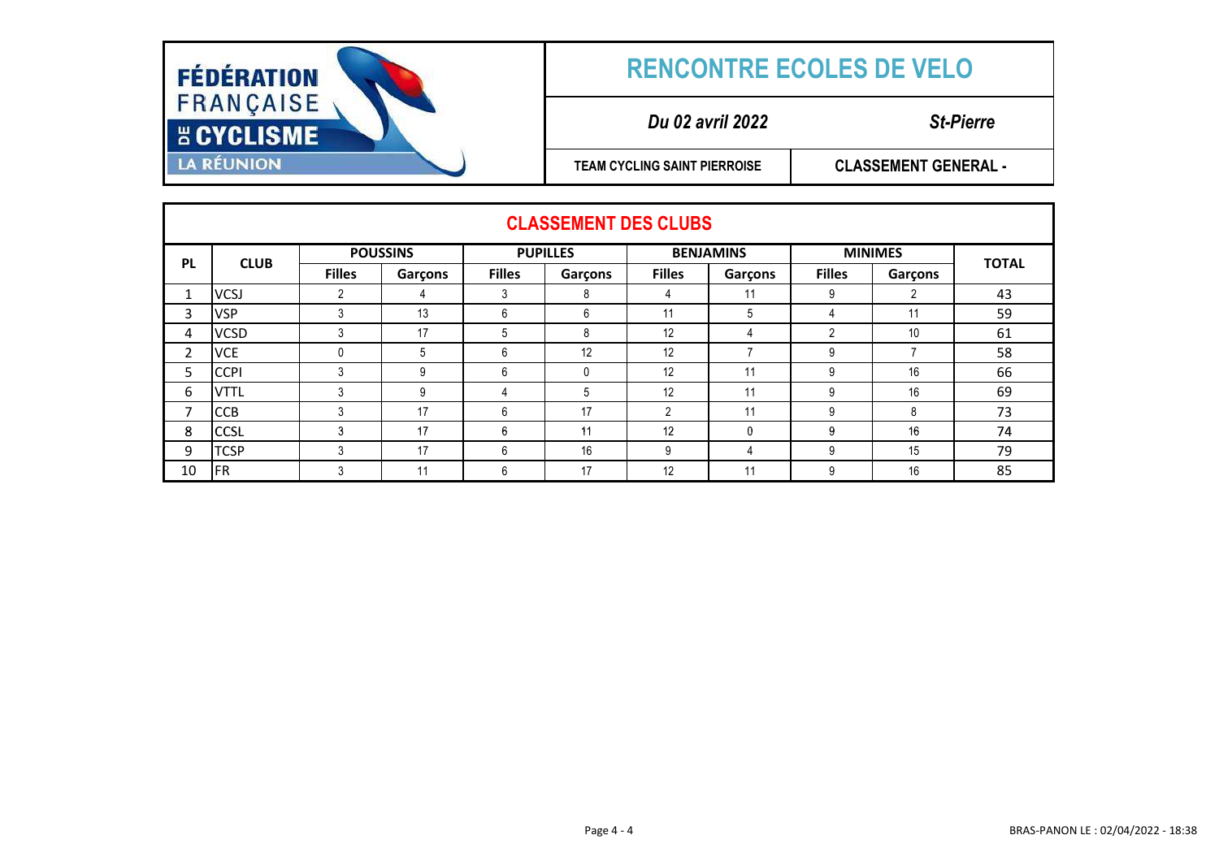FÉDÉRATION FRANÇAISE DE CYCLISME LA RÉUNION

# RENCONTRE ECOLES DE VELO

*Du 02 avril 2022* — *St-Pierre*

**TEAM CYCLING SAINT PIERROISE** — **CLASSEMENT GENERAL -**

## CLASSEMENT DES CLUBS

| PL | CLUB | POUSSINS | | PUPILLES | | BENJAMINS | | MINIMES | | TOTAL |
|---|---|---|---|---|---|---|---|---|---|---|
| | | Filles | Garçons | Filles | Garçons | Filles | Garçons | Filles | Garçons | |
| 1 | VCSJ | 2 | 4 | 3 | 8 | 4 | 11 | 9 | 2 | 43 |
| 3 | VSP | 3 | 13 | 6 | 6 | 11 | 5 | 4 | 11 | 59 |
| 4 | VCSD | 3 | 17 | 5 | 8 | 12 | 4 | 2 | 10 | 61 |
| 2 | VCE | 0 | 5 | 6 | 12 | 12 | 7 | 9 | 7 | 58 |
| 5 | CCPI | 3 | 9 | 6 | 0 | 12 | 11 | 9 | 16 | 66 |
| 6 | VTTL | 3 | 9 | 4 | 5 | 12 | 11 | 9 | 16 | 69 |
| 7 | CCB | 3 | 17 | 6 | 17 | 2 | 11 | 9 | 8 | 73 |
| 8 | CCSL | 3 | 17 | 6 | 11 | 12 | 0 | 9 | 16 | 74 |
| 9 | TCSP | 3 | 17 | 6 | 16 | 9 | 4 | 9 | 15 | 79 |
| 10 | FR | 3 | 11 | 6 | 17 | 12 | 11 | 9 | 16 | 85 |

BRAS-PANON LE : 02/04/2022 - 18:38